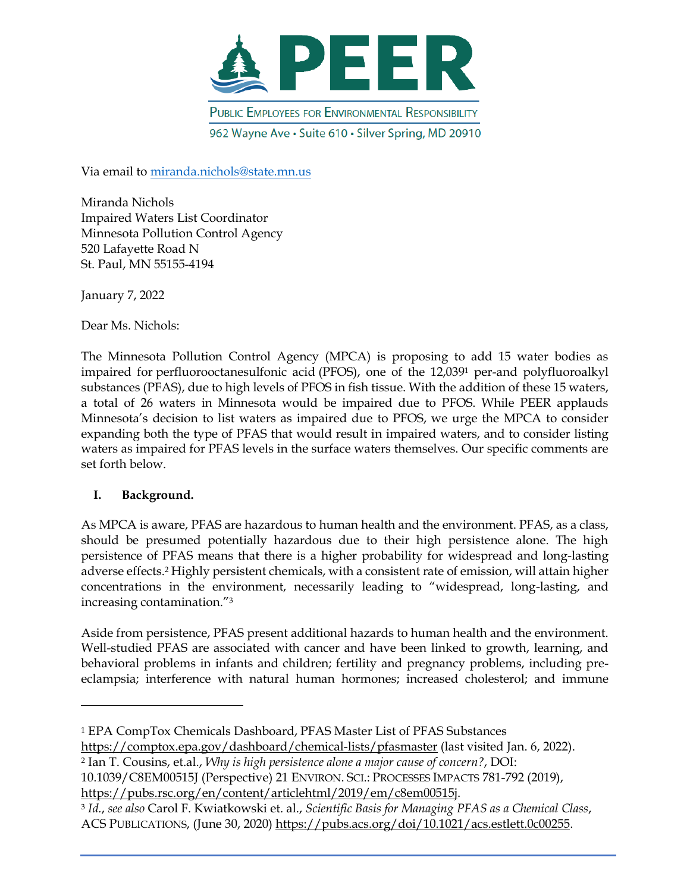**PEER**

PUBLIC EMPLOYEES FOR ENVIRONMENTAL RESPONSIBILITY

962 Wayne Ave • Suite 610 • Silver Spring, MD 20910

Via email to miranda.nichols@state.mn.us

Miranda Nichols
Impaired Waters List Coordinator
Minnesota Pollution Control Agency
520 Lafayette Road N
St. Paul, MN 55155-4194

January 7, 2022

Dear Ms. Nichols:

The Minnesota Pollution Control Agency (MPCA) is proposing to add 15 water bodies as impaired for perfluorooctanesulfonic acid (PFOS), one of the 12,039[1] per-and polyfluoroalkyl substances (PFAS), due to high levels of PFOS in fish tissue. With the addition of these 15 waters, a total of 26 waters in Minnesota would be impaired due to PFOS. While PEER applauds Minnesota's decision to list waters as impaired due to PFOS, we urge the MPCA to consider expanding both the type of PFAS that would result in impaired waters, and to consider listing waters as impaired for PFAS levels in the surface waters themselves. Our specific comments are set forth below.

## I. Background.

As MPCA is aware, PFAS are hazardous to human health and the environment. PFAS, as a class, should be presumed potentially hazardous due to their high persistence alone. The high persistence of PFAS means that there is a higher probability for widespread and long-lasting adverse effects.[2] Highly persistent chemicals, with a consistent rate of emission, will attain higher concentrations in the environment, necessarily leading to "widespread, long-lasting, and increasing contamination."[3]

Aside from persistence, PFAS present additional hazards to human health and the environment. Well-studied PFAS are associated with cancer and have been linked to growth, learning, and behavioral problems in infants and children; fertility and pregnancy problems, including pre-eclampsia; interference with natural human hormones; increased cholesterol; and immune

---

[1] EPA CompTox Chemicals Dashboard, PFAS Master List of PFAS Substances https://comptox.epa.gov/dashboard/chemical-lists/pfasmaster (last visited Jan. 6, 2022).

[2] Ian T. Cousins, et.al., *Why is high persistence alone a major cause of concern?*, DOI: 10.1039/C8EM00515J (Perspective) 21 ENVIRON. SCI.: PROCESSES IMPACTS 781-792 (2019), https://pubs.rsc.org/en/content/articlehtml/2019/em/c8em00515j.

[3] *Id.*, *see also* Carol F. Kwiatkowski et. al., *Scientific Basis for Managing PFAS as a Chemical Class*, ACS PUBLICATIONS, (June 30, 2020) https://pubs.acs.org/doi/10.1021/acs.estlett.0c00255.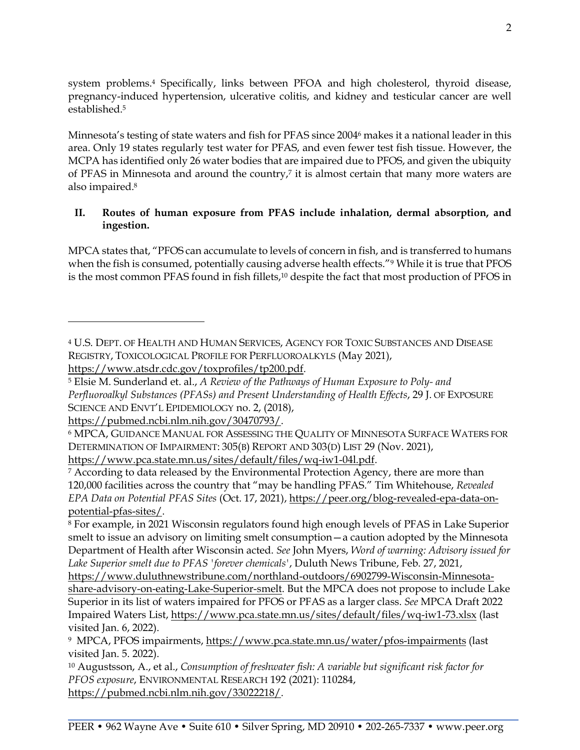system problems.[4] Specifically, links between PFOA and high cholesterol, thyroid disease, pregnancy-induced hypertension, ulcerative colitis, and kidney and testicular cancer are well established.[5]

Minnesota's testing of state waters and fish for PFAS since 2004[6] makes it a national leader in this area. Only 19 states regularly test water for PFAS, and even fewer test fish tissue. However, the MCPA has identified only 26 water bodies that are impaired due to PFOS, and given the ubiquity of PFAS in Minnesota and around the country,[7] it is almost certain that many more waters are also impaired.[8]

## II. Routes of human exposure from PFAS include inhalation, dermal absorption, and ingestion.

MPCA states that, "PFOS can accumulate to levels of concern in fish, and is transferred to humans when the fish is consumed, potentially causing adverse health effects."[9] While it is true that PFOS is the most common PFAS found in fish fillets,[10] despite the fact that most production of PFOS in

---

[4] U.S. DEPT. OF HEALTH AND HUMAN SERVICES, AGENCY FOR TOXIC SUBSTANCES AND DISEASE REGISTRY, TOXICOLOGICAL PROFILE FOR PERFLUOROALKYLS (May 2021), https://www.atsdr.cdc.gov/toxprofiles/tp200.pdf.

[5] Elsie M. Sunderland et. al., *A Review of the Pathways of Human Exposure to Poly- and Perfluoroalkyl Substances (PFASs) and Present Understanding of Health Effects*, 29 J. OF EXPOSURE SCIENCE AND ENVT'L EPIDEMIOLOGY no. 2, (2018), https://pubmed.ncbi.nlm.nih.gov/30470793/.

[6] MPCA, GUIDANCE MANUAL FOR ASSESSING THE QUALITY OF MINNESOTA SURFACE WATERS FOR DETERMINATION OF IMPAIRMENT: 305(B) REPORT AND 303(D) LIST 29 (Nov. 2021), https://www.pca.state.mn.us/sites/default/files/wq-iw1-04l.pdf.

[7] According to data released by the Environmental Protection Agency, there are more than 120,000 facilities across the country that "may be handling PFAS." Tim Whitehouse, *Revealed EPA Data on Potential PFAS Sites* (Oct. 17, 2021), https://peer.org/blog-revealed-epa-data-on-potential-pfas-sites/.

[8] For example, in 2021 Wisconsin regulators found high enough levels of PFAS in Lake Superior smelt to issue an advisory on limiting smelt consumption—a caution adopted by the Minnesota Department of Health after Wisconsin acted. *See* John Myers, *Word of warning: Advisory issued for Lake Superior smelt due to PFAS 'forever chemicals'*, Duluth News Tribune, Feb. 27, 2021, https://www.duluthnewstribune.com/northland-outdoors/6902799-Wisconsin-Minnesota-share-advisory-on-eating-Lake-Superior-smelt. But the MPCA does not propose to include Lake Superior in its list of waters impaired for PFOS or PFAS as a larger class. *See* MPCA Draft 2022 Impaired Waters List, https://www.pca.state.mn.us/sites/default/files/wq-iw1-73.xlsx (last visited Jan. 6, 2022).

[9] MPCA, PFOS impairments, https://www.pca.state.mn.us/water/pfos-impairments (last visited Jan. 5. 2022).

[10] Augustsson, A., et al., *Consumption of freshwater fish: A variable but significant risk factor for PFOS exposure*, ENVIRONMENTAL RESEARCH 192 (2021): 110284, https://pubmed.ncbi.nlm.nih.gov/33022218/.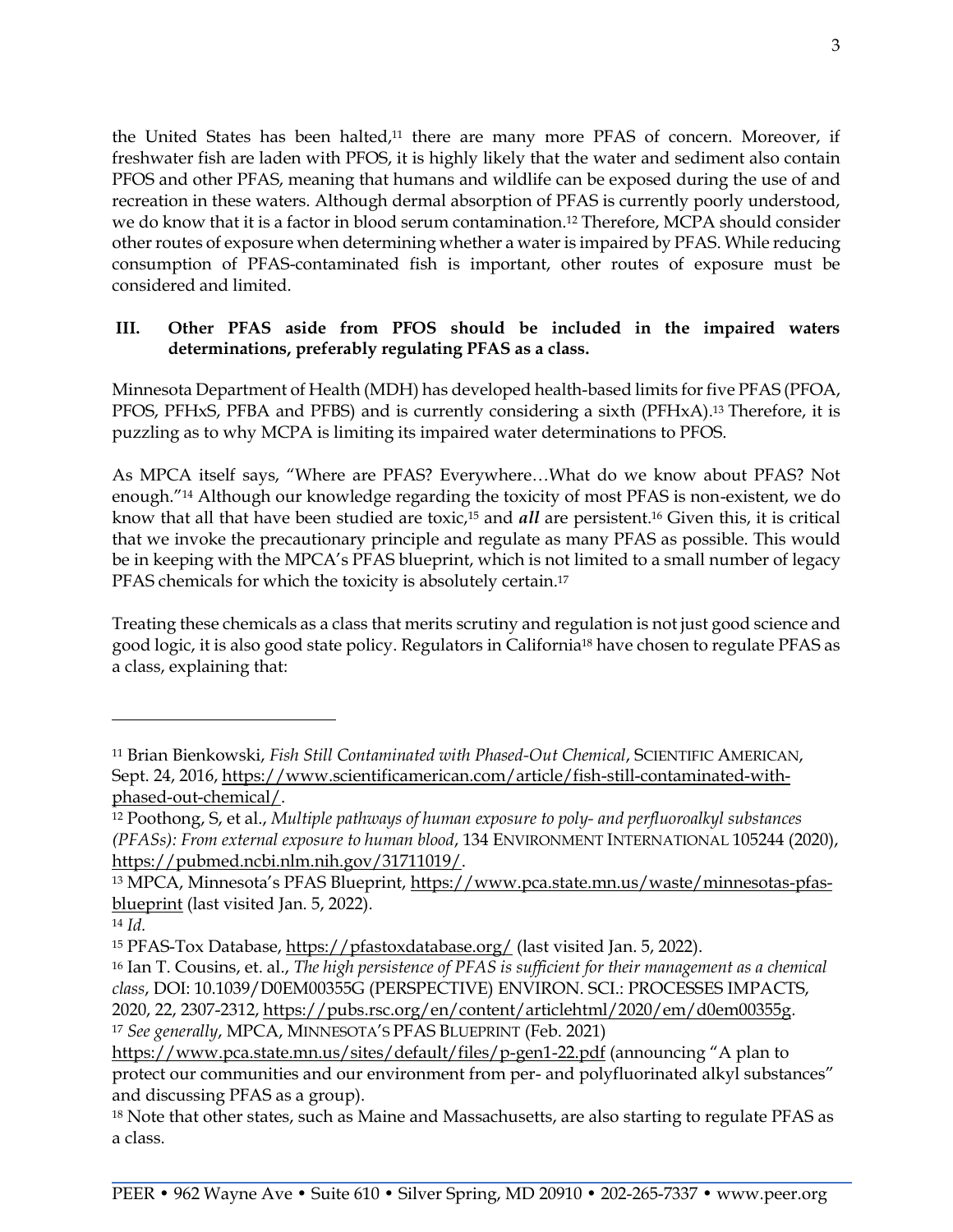the United States has been halted,[11] there are many more PFAS of concern. Moreover, if freshwater fish are laden with PFOS, it is highly likely that the water and sediment also contain PFOS and other PFAS, meaning that humans and wildlife can be exposed during the use of and recreation in these waters. Although dermal absorption of PFAS is currently poorly understood, we do know that it is a factor in blood serum contamination.[12] Therefore, MCPA should consider other routes of exposure when determining whether a water is impaired by PFAS. While reducing consumption of PFAS-contaminated fish is important, other routes of exposure must be considered and limited.

### III. Other PFAS aside from PFOS should be included in the impaired waters determinations, preferably regulating PFAS as a class.

Minnesota Department of Health (MDH) has developed health-based limits for five PFAS (PFOA, PFOS, PFHxS, PFBA and PFBS) and is currently considering a sixth (PFHxA).[13] Therefore, it is puzzling as to why MCPA is limiting its impaired water determinations to PFOS.

As MPCA itself says, "Where are PFAS? Everywhere…What do we know about PFAS? Not enough."[14] Although our knowledge regarding the toxicity of most PFAS is non-existent, we do know that all that have been studied are toxic,[15] and ***all*** are persistent.[16] Given this, it is critical that we invoke the precautionary principle and regulate as many PFAS as possible. This would be in keeping with the MPCA's PFAS blueprint, which is not limited to a small number of legacy PFAS chemicals for which the toxicity is absolutely certain.[17]

Treating these chemicals as a class that merits scrutiny and regulation is not just good science and good logic, it is also good state policy. Regulators in California[18] have chosen to regulate PFAS as a class, explaining that:

---

[11] Brian Bienkowski, *Fish Still Contaminated with Phased-Out Chemical*, SCIENTIFIC AMERICAN, Sept. 24, 2016, https://www.scientificamerican.com/article/fish-still-contaminated-with-phased-out-chemical/.

[12] Poothong, S, et al., *Multiple pathways of human exposure to poly- and perfluoroalkyl substances (PFASs): From external exposure to human blood*, 134 ENVIRONMENT INTERNATIONAL 105244 (2020), https://pubmed.ncbi.nlm.nih.gov/31711019/.

[13] MPCA, Minnesota's PFAS Blueprint, https://www.pca.state.mn.us/waste/minnesotas-pfas-blueprint (last visited Jan. 5, 2022).

[14] *Id.*

[15] PFAS-Tox Database, https://pfastoxdatabase.org/ (last visited Jan. 5, 2022).

[16] Ian T. Cousins, et. al., *The high persistence of PFAS is sufficient for their management as a chemical class*, DOI: 10.1039/D0EM00355G (PERSPECTIVE) ENVIRON. SCI.: PROCESSES IMPACTS, 2020, 22, 2307-2312, https://pubs.rsc.org/en/content/articlehtml/2020/em/d0em00355g.

[17] *See generally*, MPCA, MINNESOTA'S PFAS BLUEPRINT (Feb. 2021) https://www.pca.state.mn.us/sites/default/files/p-gen1-22.pdf (announcing "A plan to protect our communities and our environment from per- and polyfluorinated alkyl substances" and discussing PFAS as a group).

[18] Note that other states, such as Maine and Massachusetts, are also starting to regulate PFAS as a class.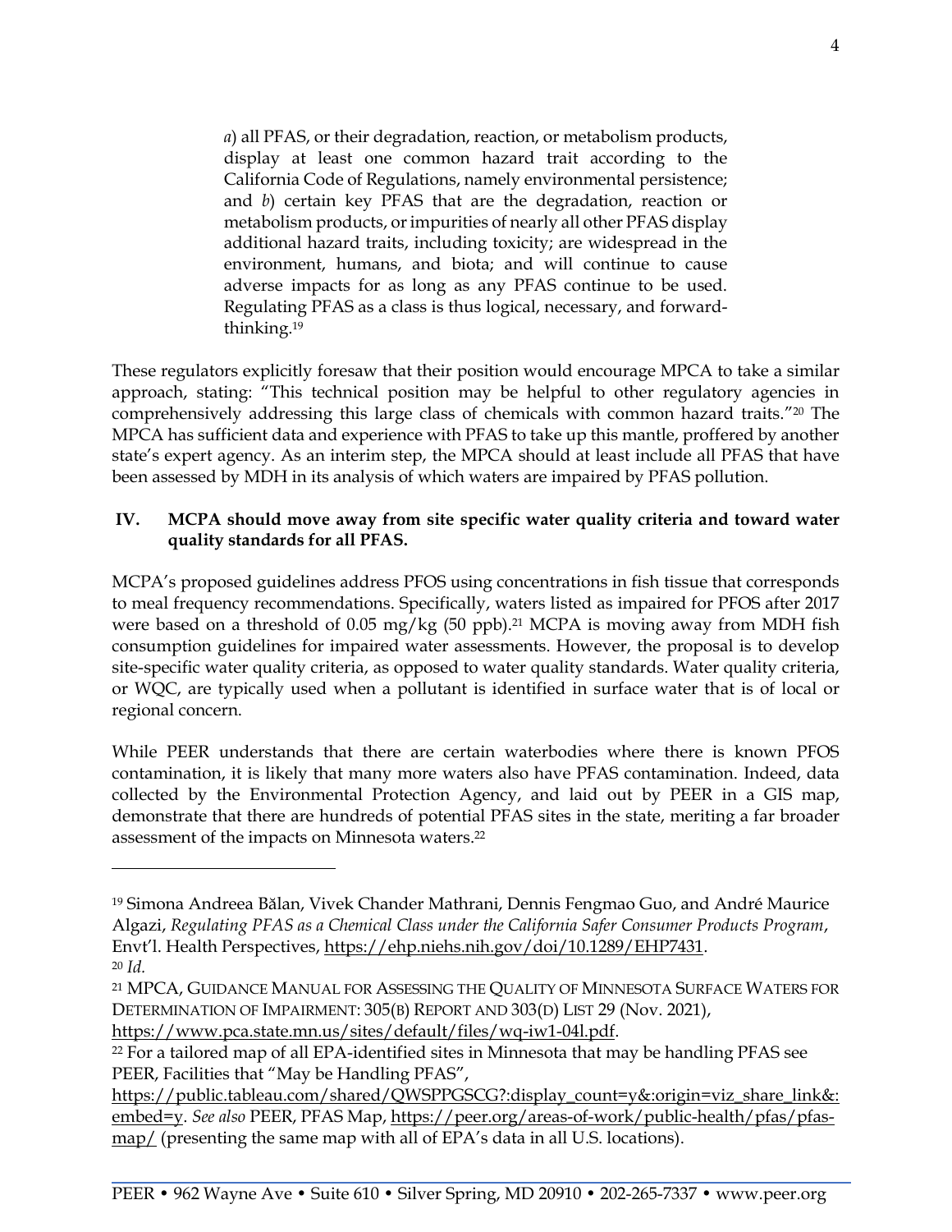> *a*) all PFAS, or their degradation, reaction, or metabolism products, display at least one common hazard trait according to the California Code of Regulations, namely environmental persistence; and *b*) certain key PFAS that are the degradation, reaction or metabolism products, or impurities of nearly all other PFAS display additional hazard traits, including toxicity; are widespread in the environment, humans, and biota; and will continue to cause adverse impacts for as long as any PFAS continue to be used. Regulating PFAS as a class is thus logical, necessary, and forward-thinking.[19]

These regulators explicitly foresaw that their position would encourage MPCA to take a similar approach, stating: "This technical position may be helpful to other regulatory agencies in comprehensively addressing this large class of chemicals with common hazard traits."[20] The MPCA has sufficient data and experience with PFAS to take up this mantle, proffered by another state's expert agency. As an interim step, the MPCA should at least include all PFAS that have been assessed by MDH in its analysis of which waters are impaired by PFAS pollution.

## IV. MCPA should move away from site specific water quality criteria and toward water quality standards for all PFAS.

MCPA's proposed guidelines address PFOS using concentrations in fish tissue that corresponds to meal frequency recommendations. Specifically, waters listed as impaired for PFOS after 2017 were based on a threshold of 0.05 mg/kg (50 ppb).[21] MCPA is moving away from MDH fish consumption guidelines for impaired water assessments. However, the proposal is to develop site-specific water quality criteria, as opposed to water quality standards. Water quality criteria, or WQC, are typically used when a pollutant is identified in surface water that is of local or regional concern.

While PEER understands that there are certain waterbodies where there is known PFOS contamination, it is likely that many more waters also have PFAS contamination. Indeed, data collected by the Environmental Protection Agency, and laid out by PEER in a GIS map, demonstrate that there are hundreds of potential PFAS sites in the state, meriting a far broader assessment of the impacts on Minnesota waters.[22]

---

[19] Simona Andreea Bălan, Vivek Chander Mathrani, Dennis Fengmao Guo, and André Maurice Algazi, *Regulating PFAS as a Chemical Class under the California Safer Consumer Products Program*, Envt'l. Health Perspectives, https://ehp.niehs.nih.gov/doi/10.1289/EHP7431.

[20] *Id.*

[21] MPCA, GUIDANCE MANUAL FOR ASSESSING THE QUALITY OF MINNESOTA SURFACE WATERS FOR DETERMINATION OF IMPAIRMENT: 305(B) REPORT AND 303(D) LIST 29 (Nov. 2021), https://www.pca.state.mn.us/sites/default/files/wq-iw1-04l.pdf.

[22] For a tailored map of all EPA-identified sites in Minnesota that may be handling PFAS see PEER, Facilities that "May be Handling PFAS", https://public.tableau.com/shared/QWSPPGSCG?:display_count=y&:origin=viz_share_link&:embed=y. *See also* PEER, PFAS Map, https://peer.org/areas-of-work/public-health/pfas/pfas-map/ (presenting the same map with all of EPA's data in all U.S. locations).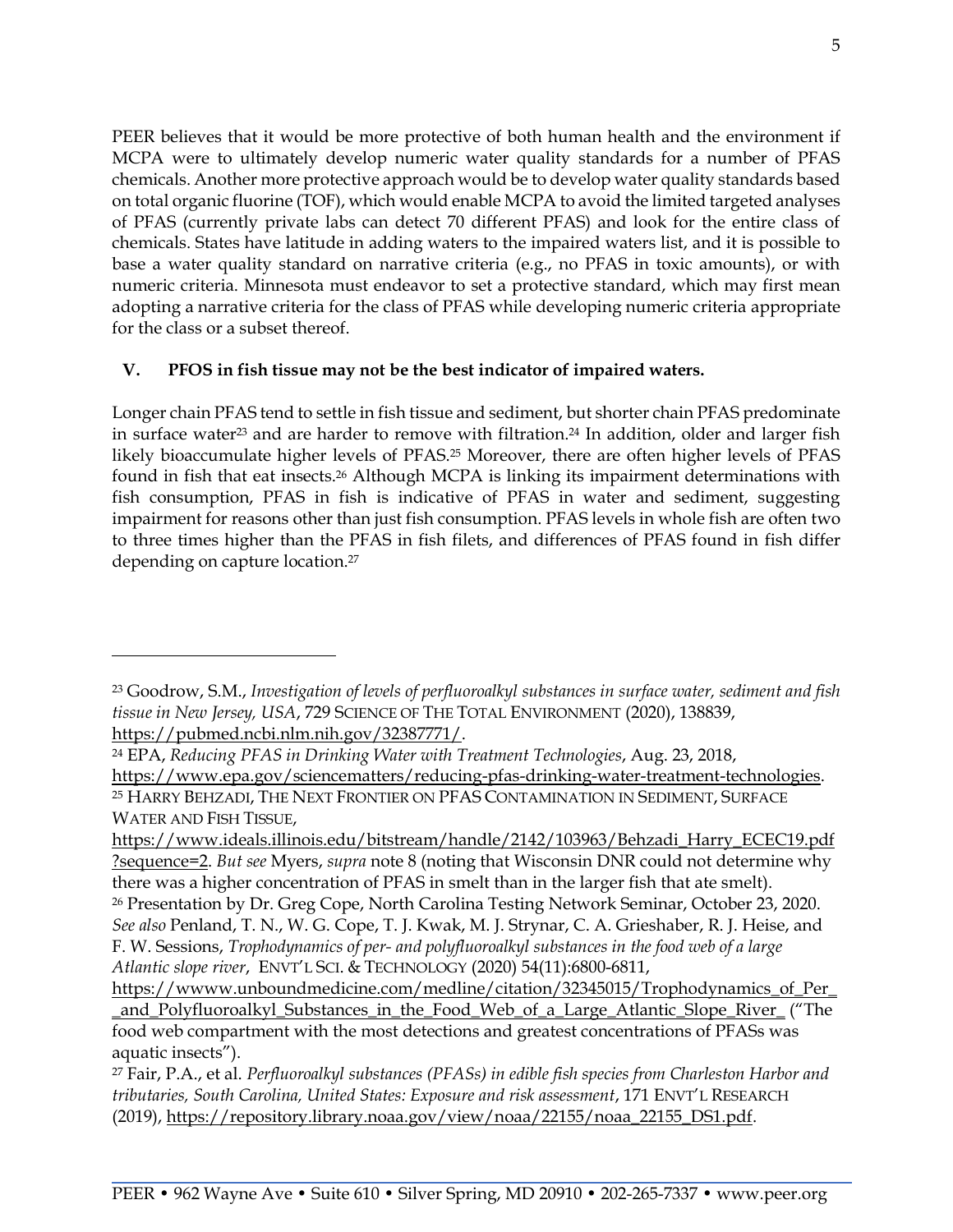PEER believes that it would be more protective of both human health and the environment if MCPA were to ultimately develop numeric water quality standards for a number of PFAS chemicals. Another more protective approach would be to develop water quality standards based on total organic fluorine (TOF), which would enable MCPA to avoid the limited targeted analyses of PFAS (currently private labs can detect 70 different PFAS) and look for the entire class of chemicals. States have latitude in adding waters to the impaired waters list, and it is possible to base a water quality standard on narrative criteria (e.g., no PFAS in toxic amounts), or with numeric criteria. Minnesota must endeavor to set a protective standard, which may first mean adopting a narrative criteria for the class of PFAS while developing numeric criteria appropriate for the class or a subset thereof.

## V. PFOS in fish tissue may not be the best indicator of impaired waters.

Longer chain PFAS tend to settle in fish tissue and sediment, but shorter chain PFAS predominate in surface water[23] and are harder to remove with filtration.[24] In addition, older and larger fish likely bioaccumulate higher levels of PFAS.[25] Moreover, there are often higher levels of PFAS found in fish that eat insects.[26] Although MCPA is linking its impairment determinations with fish consumption, PFAS in fish is indicative of PFAS in water and sediment, suggesting impairment for reasons other than just fish consumption. PFAS levels in whole fish are often two to three times higher than the PFAS in fish filets, and differences of PFAS found in fish differ depending on capture location.[27]

---

[23] Goodrow, S.M., *Investigation of levels of perfluoroalkyl substances in surface water, sediment and fish tissue in New Jersey, USA*, 729 SCIENCE OF THE TOTAL ENVIRONMENT (2020), 138839, https://pubmed.ncbi.nlm.nih.gov/32387771/.

[24] EPA, *Reducing PFAS in Drinking Water with Treatment Technologies*, Aug. 23, 2018, https://www.epa.gov/sciencematters/reducing-pfas-drinking-water-treatment-technologies.

[25] HARRY BEHZADI, THE NEXT FRONTIER ON PFAS CONTAMINATION IN SEDIMENT, SURFACE WATER AND FISH TISSUE, https://www.ideals.illinois.edu/bitstream/handle/2142/103963/Behzadi_Harry_ECEC19.pdf?sequence=2. *But see* Myers, *supra* note 8 (noting that Wisconsin DNR could not determine why there was a higher concentration of PFAS in smelt than in the larger fish that ate smelt).

[26] Presentation by Dr. Greg Cope, North Carolina Testing Network Seminar, October 23, 2020. *See also* Penland, T. N., W. G. Cope, T. J. Kwak, M. J. Strynar, C. A. Grieshaber, R. J. Heise, and F. W. Sessions, *Trophodynamics of per- and polyfluoroalkyl substances in the food web of a large Atlantic slope river*, ENVT'L SCI. & TECHNOLOGY (2020) 54(11):6800-6811, https://wwww.unboundmedicine.com/medline/citation/32345015/Trophodynamics_of_Per__and_Polyfluoroalkyl_Substances_in_the_Food_Web_of_a_Large_Atlantic_Slope_River_ ("The food web compartment with the most detections and greatest concentrations of PFASs was aquatic insects").

[27] Fair, P.A., et al. *Perfluoroalkyl substances (PFASs) in edible fish species from Charleston Harbor and tributaries, South Carolina, United States: Exposure and risk assessment*, 171 ENVT'L RESEARCH (2019), https://repository.library.noaa.gov/view/noaa/22155/noaa_22155_DS1.pdf.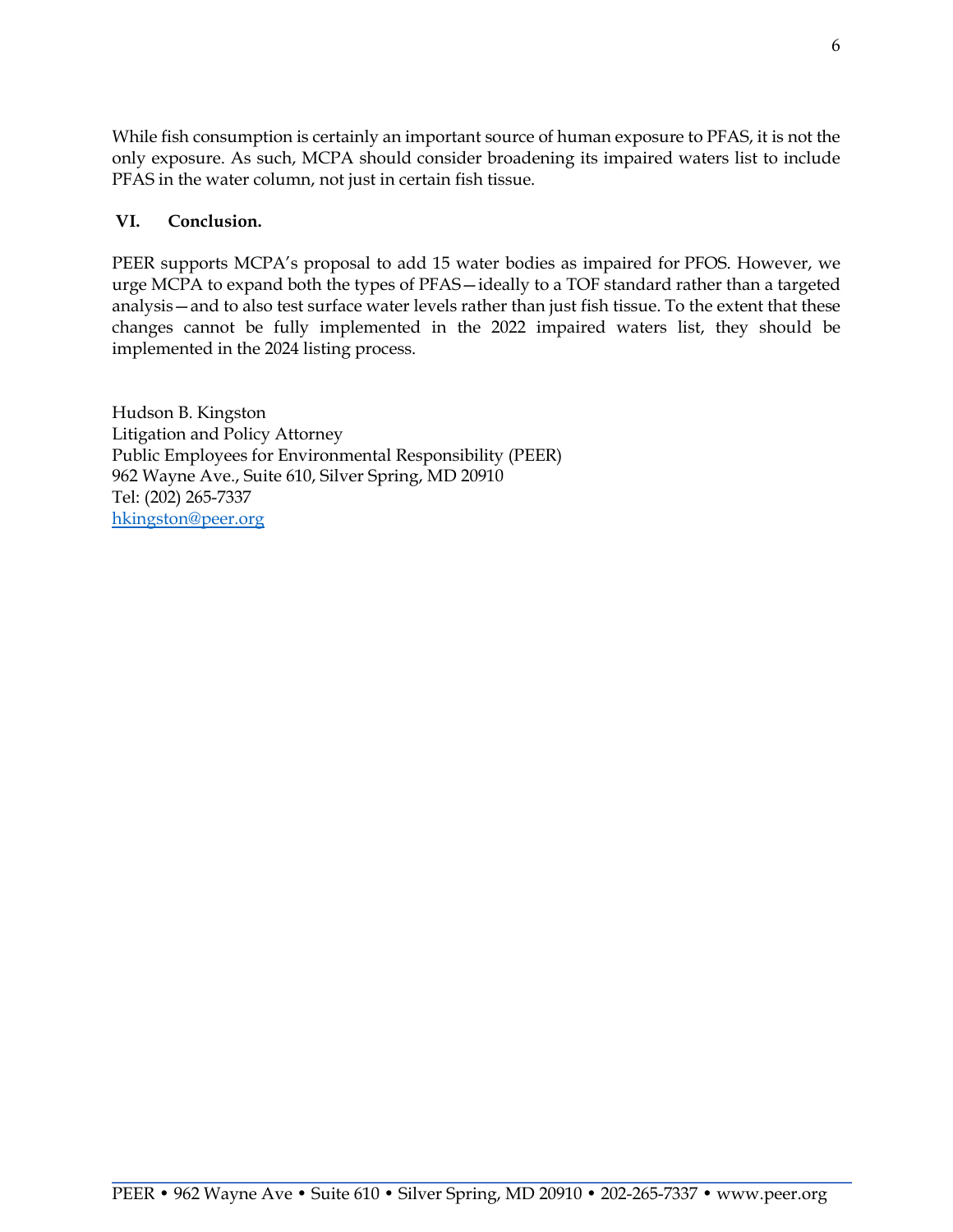While fish consumption is certainly an important source of human exposure to PFAS, it is not the only exposure. As such, MCPA should consider broadening its impaired waters list to include PFAS in the water column, not just in certain fish tissue.

## VI. Conclusion.

PEER supports MCPA's proposal to add 15 water bodies as impaired for PFOS. However, we urge MCPA to expand both the types of PFAS—ideally to a TOF standard rather than a targeted analysis—and to also test surface water levels rather than just fish tissue. To the extent that these changes cannot be fully implemented in the 2022 impaired waters list, they should be implemented in the 2024 listing process.

Hudson B. Kingston
Litigation and Policy Attorney
Public Employees for Environmental Responsibility (PEER)
962 Wayne Ave., Suite 610, Silver Spring, MD 20910
Tel: (202) 265-7337
hkingston@peer.org